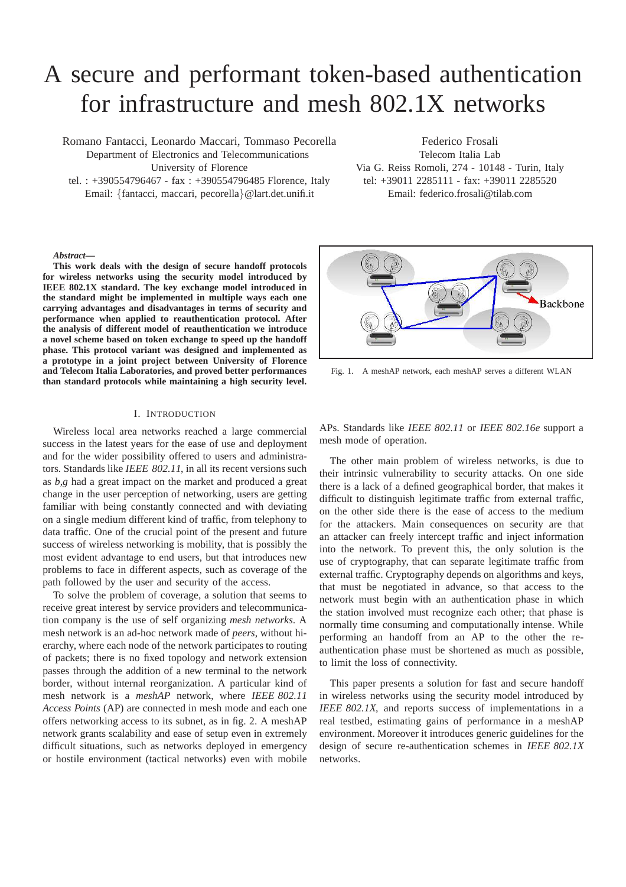# A secure and performant token-based authentication for infrastructure and mesh 802.1X networks

Romano Fantacci, Leonardo Maccari, Tommaso Pecorella
Department of Electronics and Telecommunications
University of Florence
tel. : +390554796467 - fax : +390554796485 Florence, Italy
Email: {fantacci, maccari, pecorella}@lart.det.unifi.it

Federico Frosali
Telecom Italia Lab
Via G. Reiss Romoli, 274 - 10148 - Turin, Italy
tel: +39011 2285111 - fax: +39011 2285520
Email: federico.frosali@tilab.com

***Abstract*—** **This work deals with the design of secure handoff protocols for wireless networks using the security model introduced by IEEE 802.1X standard. The key exchange model introduced in the standard might be implemented in multiple ways each one carrying advantages and disadvantages in terms of security and performance when applied to reauthentication protocol. After the analysis of different model of reauthentication we introduce a novel scheme based on token exchange to speed up the handoff phase. This protocol variant was designed and implemented as a prototype in a joint project between University of Florence and Telecom Italia Laboratories, and proved better performances than standard protocols while maintaining a high security level.**

Fig. 1. A meshAP network, each meshAP serves a different WLAN

## I. Introduction

Wireless local area networks reached a large commercial success in the latest years for the ease of use and deployment and for the wider possibility offered to users and administrators. Standards like *IEEE 802.11*, in all its recent versions such as *b,g* had a great impact on the market and produced a great change in the user perception of networking, users are getting familiar with being constantly connected and with deviating on a single medium different kind of traffic, from telephony to data traffic. One of the crucial point of the present and future success of wireless networking is mobility, that is possibly the most evident advantage to end users, but that introduces new problems to face in different aspects, such as coverage of the path followed by the user and security of the access.

To solve the problem of coverage, a solution that seems to receive great interest by service providers and telecommunication company is the use of self organizing *mesh networks*. A mesh network is an ad-hoc network made of *peers*, without hierarchy, where each node of the network participates to routing of packets; there is no fixed topology and network extension passes through the addition of a new terminal to the network border, without internal reorganization. A particular kind of mesh network is a *meshAP* network, where *IEEE 802.11 Access Points* (AP) are connected in mesh mode and each one offers networking access to its subnet, as in fig. 2. A meshAP network grants scalability and ease of setup even in extremely difficult situations, such as networks deployed in emergency or hostile environment (tactical networks) even with mobile APs. Standards like *IEEE 802.11* or *IEEE 802.16e* support a mesh mode of operation.

The other main problem of wireless networks, is due to their intrinsic vulnerability to security attacks. On one side there is a lack of a defined geographical border, that makes it difficult to distinguish legitimate traffic from external traffic, on the other side there is the ease of access to the medium for the attackers. Main consequences on security are that an attacker can freely intercept traffic and inject information into the network. To prevent this, the only solution is the use of cryptography, that can separate legitimate traffic from external traffic. Cryptography depends on algorithms and keys, that must be negotiated in advance, so that access to the network must begin with an authentication phase in which the station involved must recognize each other; that phase is normally time consuming and computationally intense. While performing an handoff from an AP to the other the re-authentication phase must be shortened as much as possible, to limit the loss of connectivity.

This paper presents a solution for fast and secure handoff in wireless networks using the security model introduced by *IEEE 802.1X*, and reports success of implementations in a real testbed, estimating gains of performance in a meshAP environment. Moreover it introduces generic guidelines for the design of secure re-authentication schemes in *IEEE 802.1X* networks.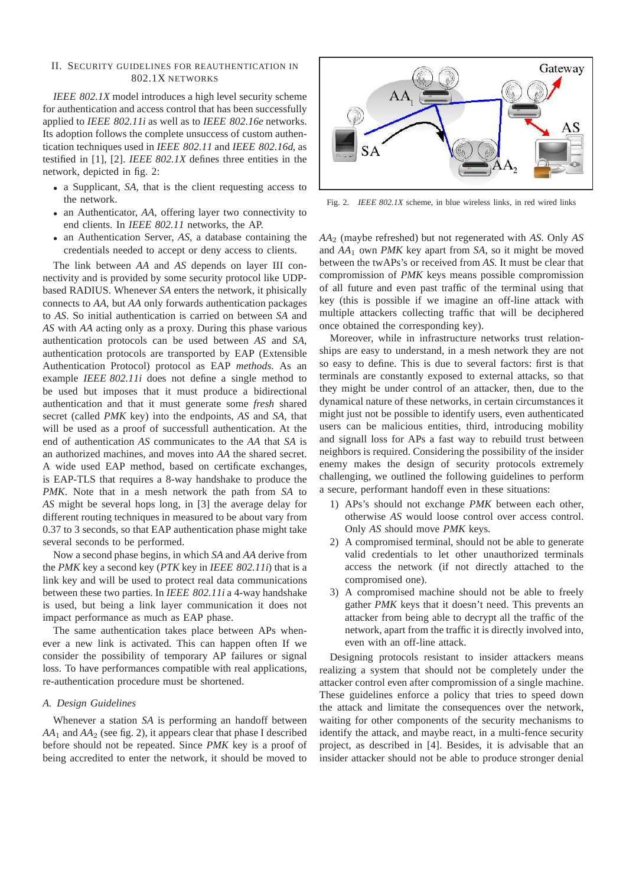## II. Security guidelines for reauthentication in 802.1X networks

*IEEE 802.1X* model introduces a high level security scheme for authentication and access control that has been successfully applied to *IEEE 802.11i* as well as to *IEEE 802.16e* networks. Its adoption follows the complete unsuccess of custom authentication techniques used in *IEEE 802.11* and *IEEE 802.16d*, as testified in [1], [2]. *IEEE 802.1X* defines three entities in the network, depicted in fig. 2:

- a Supplicant, *SA*, that is the client requesting access to the network.
- an Authenticator, *AA*, offering layer two connectivity to end clients. In *IEEE 802.11* networks, the AP.
- an Authentication Server, *AS*, a database containing the credentials needed to accept or deny access to clients.

The link between *AA* and *AS* depends on layer III connectivity and is provided by some security protocol like UDP-based RADIUS. Whenever *SA* enters the network, it phisically connects to *AA*, but *AA* only forwards authentication packages to *AS*. So initial authentication is carried on between *SA* and *AS* with *AA* acting only as a proxy. During this phase various authentication protocols can be used between *AS* and *SA*, authentication protocols are transported by EAP (Extensible Authentication Protocol) protocol as EAP *methods*. As an example *IEEE 802.11i* does not define a single method to be used but imposes that it must produce a bidirectional authentication and that it must generate some *fresh* shared secret (called *PMK* key) into the endpoints, *AS* and *SA*, that will be used as a proof of successfull authentication. At the end of authentication *AS* communicates to the *AA* that *SA* is an authorized machines, and moves into *AA* the shared secret. A wide used EAP method, based on certificate exchanges, is EAP-TLS that requires a 8-way handshake to produce the *PMK*. Note that in a mesh network the path from *SA* to *AS* might be several hops long, in [3] the average delay for different routing techniques in measured to be about vary from 0.37 to 3 seconds, so that EAP authentication phase might take several seconds to be performed.

Now a second phase begins, in which *SA* and *AA* derive from the *PMK* key a second key (*PTK* key in *IEEE 802.11i*) that is a link key and will be used to protect real data communications between these two parties. In *IEEE 802.11i* a 4-way handshake is used, but being a link layer communication it does not impact performance as much as EAP phase.

The same authentication takes place between APs whenever a new link is activated. This can happen often If we consider the possibility of temporary AP failures or signal loss. To have performances compatible with real applications, re-authentication procedure must be shortened.

Fig. 2. *IEEE 802.1X* scheme, in blue wireless links, in red wired links

### A. Design Guidelines

Whenever a station *SA* is performing an handoff between $AA_1$ and $AA_2$ (see fig. 2), it appears clear that phase I described before should not be repeated. Since *PMK* key is a proof of being accredited to enter the network, it should be moved to $AA_2$ (maybe refreshed) but not regenerated with *AS*. Only *AS* and $AA_1$ own *PMK* key apart from *SA*, so it might be moved between the twAPs's or received from *AS*. It must be clear that compromission of *PMK* keys means possible compromission of all future and even past traffic of the terminal using that key (this is possible if we imagine an off-line attack with multiple attackers collecting traffic that will be deciphered once obtained the corresponding key).

Moreover, while in infrastructure networks trust relationships are easy to understand, in a mesh network they are not so easy to define. This is due to several factors: first is that terminals are constantly exposed to external attacks, so that they might be under control of an attacker, then, due to the dynamical nature of these networks, in certain circumstances it might just not be possible to identify users, even authenticated users can be malicious entities, third, introducing mobility and signall loss for APs a fast way to rebuild trust between neighbors is required. Considering the possibility of the insider enemy makes the design of security protocols extremely challenging, we outlined the following guidelines to perform a secure, performant handoff even in these situations:

1) APs's should not exchange *PMK* between each other, otherwise *AS* would loose control over access control. Only *AS* should move *PMK* keys.
2) A compromised terminal, should not be able to generate valid credentials to let other unauthorized terminals access the network (if not directly attached to the compromised one).
3) A compromised machine should not be able to freely gather *PMK* keys that it doesn't need. This prevents an attacker from being able to decrypt all the traffic of the network, apart from the traffic it is directly involved into, even with an off-line attack.

Designing protocols resistant to insider attackers means realizing a system that should not be completely under the attacker control even after compromission of a single machine. These guidelines enforce a policy that tries to speed down the attack and limitate the consequences over the network, waiting for other components of the security mechanisms to identify the attack, and maybe react, in a multi-fence security project, as described in [4]. Besides, it is advisable that an insider attacker should not be able to produce stronger denial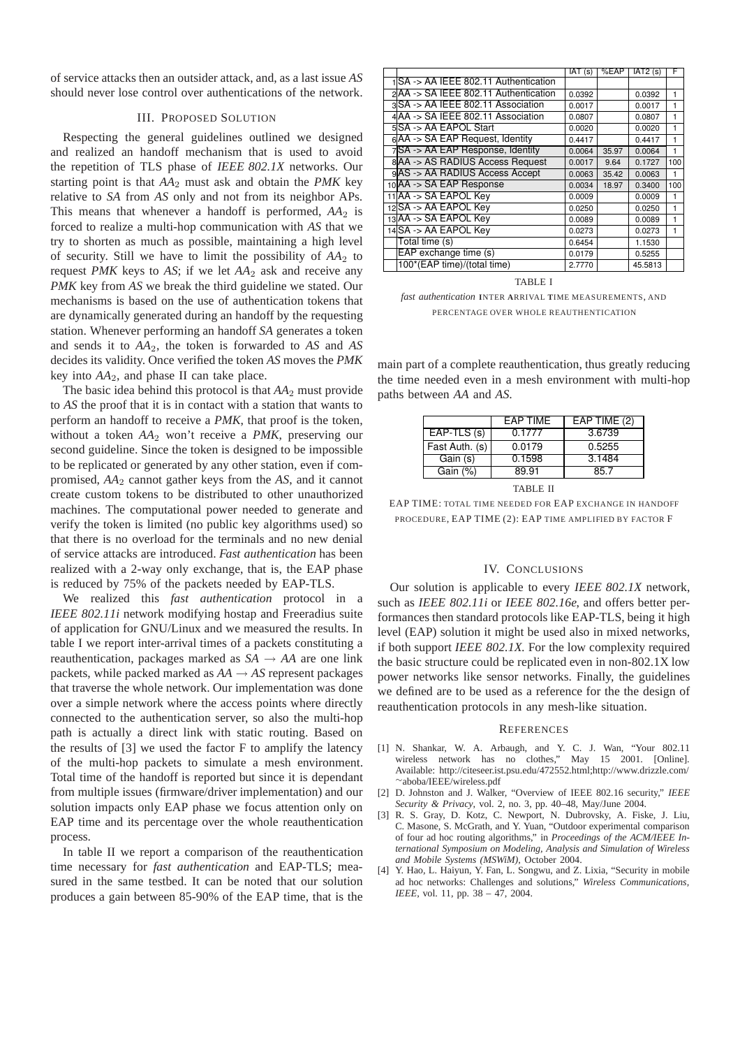of service attacks then an outsider attack, and, as a last issue *AS* should never lose control over authentications of the network.

## III. Proposed Solution

Respecting the general guidelines outlined we designed and realized an handoff mechanism that is used to avoid the repetition of TLS phase of *IEEE 802.1X* networks. Our starting point is that $AA_2$ must ask and obtain the *PMK* key relative to *SA* from *AS* only and not from its neighbor APs. This means that whenever a handoff is performed, $AA_2$ is forced to realize a multi-hop communication with *AS* that we try to shorten as much as possible, maintaining a high level of security. Still we have to limit the possibility of $AA_2$ to request *PMK* keys to *AS*; if we let $AA_2$ ask and receive any *PMK* key from *AS* we break the third guideline we stated. Our mechanisms is based on the use of authentication tokens that are dynamically generated during an handoff by the requesting station. Whenever performing an handoff *SA* generates a token and sends it to $AA_2$, the token is forwarded to *AS* and *AS* decides its validity. Once verified the token *AS* moves the *PMK* key into $AA_2$, and phase II can take place.

The basic idea behind this protocol is that $AA_2$ must provide to *AS* the proof that it is in contact with a station that wants to perform an handoff to receive a *PMK*, that proof is the token, without a token $AA_2$ won't receive a *PMK*, preserving our second guideline. Since the token is designed to be impossible to be replicated or generated by any other station, even if compromised, $AA_2$ cannot gather keys from the *AS*, and it cannot create custom tokens to be distributed to other unauthorized machines. The computational power needed to generate and verify the token is limited (no public key algorithms used) so that there is no overload for the terminals and no new denial of service attacks are introduced. *Fast authentication* has been realized with a 2-way only exchange, that is, the EAP phase is reduced by 75% of the packets needed by EAP-TLS.

We realized this *fast authentication* protocol in a *IEEE 802.11i* network modifying hostap and Freeradius suite of application for GNU/Linux and we measured the results. In table I we report inter-arrival times of a packets constituting a reauthentication, packages marked as $SA \rightarrow AA$ are one link packets, while packed marked as $AA \rightarrow AS$ represent packages that traverse the whole network. Our implementation was done over a simple network where the access points where directly connected to the authentication server, so also the multi-hop path is actually a direct link with static routing. Based on the results of [3] we used the factor F to amplify the latency of the multi-hop packets to simulate a mesh environment. Total time of the handoff is reported but since it is dependant from multiple issues (firmware/driver implementation) and our solution impacts only EAP phase we focus attention only on EAP time and its percentage over the whole reauthentication process.

In table II we report a comparison of the reauthentication time necessary for *fast authentication* and EAP-TLS; measured in the same testbed. It can be noted that our solution produces a gain between 85-90% of the EAP time, that is the main part of a complete reauthentication, thus greatly reducing the time needed even in a mesh environment with multi-hop paths between *AA* and *AS*.

| | | IAT (s) | %EAP | IAT2 (s) | F |
|---|---|---|---|---|---|
| 1 | SA -> AA IEEE 802.11 Authentication | | | | |
| 2 | AA -> SA IEEE 802.11 Authentication | 0.0392 | | 0.0392 | 1 |
| 3 | SA -> AA IEEE 802.11 Association | 0.0017 | | 0.0017 | 1 |
| 4 | AA -> SA IEEE 802.11 Association | 0.0807 | | 0.0807 | 1 |
| 5 | SA -> AA EAPOL Start | 0.0020 | | 0.0020 | 1 |
| 6 | AA -> SA EAP Request, Identity | 0.4417 | | 0.4417 | 1 |
| 7 | SA -> AA EAP Response, Identity | 0.0064 | 35.97 | 0.0064 | 1 |
| 8 | AA -> AS RADIUS Access Request | 0.0017 | 9.64 | 0.1727 | 100 |
| 9 | AS -> AA RADIUS Access Accept | 0.0063 | 35.42 | 0.0063 | 1 |
| 10 | AA -> SA EAP Response | 0.0034 | 18.97 | 0.3400 | 100 |
| 11 | AA -> SA EAPOL Key | 0.0009 | | 0.0009 | 1 |
| 12 | SA -> AA EAPOL Key | 0.0250 | | 0.0250 | 1 |
| 13 | AA -> SA EAPOL Key | 0.0089 | | 0.0089 | 1 |
| 14 | SA -> AA EAPOL Key | 0.0273 | | 0.0273 | 1 |
| | Total time (s) | 0.6454 | | 1.1530 | |
| | EAP exchange time (s) | 0.0179 | | 0.5255 | |
| | 100*(EAP time)/(total time) | 2.7770 | | 45.5813 | |

TABLE I

*fast authentication* INTER ARRIVAL TIME MEASUREMENTS, AND PERCENTAGE OVER WHOLE REAUTHENTICATION

| | EAP TIME | EAP TIME (2) |
|---|---|---|
| EAP-TLS (s) | 0.1777 | 3.6739 |
| Fast Auth. (s) | 0.0179 | 0.5255 |
| Gain (s) | 0.1598 | 3.1484 |
| Gain (%) | 89.91 | 85.7 |

TABLE II

EAP TIME: TOTAL TIME NEEDED FOR EAP EXCHANGE IN HANDOFF PROCEDURE, EAP TIME (2): EAP TIME AMPLIFIED BY FACTOR F

## IV. Conclusions

Our solution is applicable to every *IEEE 802.1X* network, such as *IEEE 802.11i* or *IEEE 802.16e*, and offers better performances then standard protocols like EAP-TLS, being it high level (EAP) solution it might be used also in mixed networks, if both support *IEEE 802.1X*. For the low complexity required the basic structure could be replicated even in non-802.1X low power networks like sensor networks. Finally, the guidelines we defined are to be used as a reference for the the design of reauthentication protocols in any mesh-like situation.

## References

[1] N. Shankar, W. A. Arbaugh, and Y. C. J. Wan, "Your 802.11 wireless network has no clothes," May 15 2001. [Online]. Available: http://citeseer.ist.psu.edu/472552.html;http://www.drizzle.com/~aboba/IEEE/wireless.pdf

[2] D. Johnston and J. Walker, "Overview of IEEE 802.16 security," *IEEE Security & Privacy*, vol. 2, no. 3, pp. 40–48, May/June 2004.

[3] R. S. Gray, D. Kotz, C. Newport, N. Dubrovsky, A. Fiske, J. Liu, C. Masone, S. McGrath, and Y. Yuan, "Outdoor experimental comparison of four ad hoc routing algorithms," in *Proceedings of the ACM/IEEE International Symposium on Modeling, Analysis and Simulation of Wireless and Mobile Systems (MSWiM)*, October 2004.

[4] Y. Hao, L. Haiyun, Y. Fan, L. Songwu, and Z. Lixia, "Security in mobile ad hoc networks: Challenges and solutions," *Wireless Communications, IEEE*, vol. 11, pp. 38 – 47, 2004.